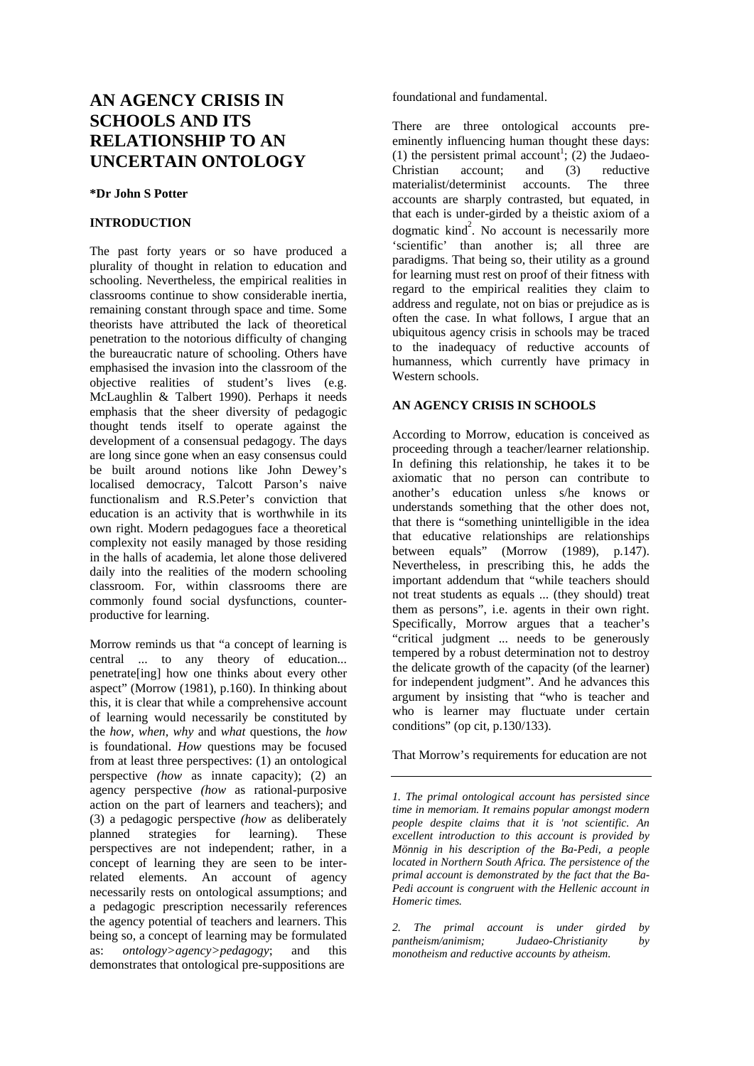# AN AGENCY CRISIS IN SCHOOLS AND ITS RELATIONSHIP TO AN UNCERTAIN ONTOLOGY

**\*Dr John S Potter**

## INTRODUCTION

The past forty years or so have produced a plurality of thought in relation to education and schooling. Nevertheless, the empirical realities in classrooms continue to show considerable inertia, remaining constant through space and time. Some theorists have attributed the lack of theoretical penetration to the notorious difficulty of changing the bureaucratic nature of schooling. Others have emphasised the invasion into the classroom of the objective realities of student's lives (e.g. McLaughlin & Talbert 1990). Perhaps it needs emphasis that the sheer diversity of pedagogic thought tends itself to operate against the development of a consensual pedagogy. The days are long since gone when an easy consensus could be built around notions like John Dewey's localised democracy, Talcott Parson's naive functionalism and R.S.Peter's conviction that education is an activity that is worthwhile in its own right. Modern pedagogues face a theoretical complexity not easily managed by those residing in the halls of academia, let alone those delivered daily into the realities of the modern schooling classroom. For, within classrooms there are commonly found social dysfunctions, counter-productive for learning.

Morrow reminds us that "a concept of learning is central ... to any theory of education... penetrate[ing] how one thinks about every other aspect" (Morrow (1981), p.160). In thinking about this, it is clear that while a comprehensive account of learning would necessarily be constituted by the *how*, *when*, *why* and *what* questions, the *how* is foundational. *How* questions may be focused from at least three perspectives: (1) an ontological perspective *(how* as innate capacity); (2) an agency perspective *(how* as rational-purposive action on the part of learners and teachers); and (3) a pedagogic perspective *(how* as deliberately planned strategies for learning). These perspectives are not independent; rather, in a concept of learning they are seen to be inter-related elements. An account of agency necessarily rests on ontological assumptions; and a pedagogic prescription necessarily references the agency potential of teachers and learners. This being so, a concept of learning may be formulated as: *ontology>agency>pedagogy*; and this demonstrates that ontological pre-suppositions are foundational and fundamental.

There are three ontological accounts pre-eminently influencing human thought these days: (1) the persistent primal account[1]; (2) the Judaeo-Christian account; and (3) reductive materialist/determinist accounts. The three accounts are sharply contrasted, but equated, in that each is under-girded by a theistic axiom of a dogmatic kind[2]. No account is necessarily more 'scientific' than another is; all three are paradigms. That being so, their utility as a ground for learning must rest on proof of their fitness with regard to the empirical realities they claim to address and regulate, not on bias or prejudice as is often the case. In what follows, I argue that an ubiquitous agency crisis in schools may be traced to the inadequacy of reductive accounts of humanness, which currently have primacy in Western schools.

## AN AGENCY CRISIS IN SCHOOLS

According to Morrow, education is conceived as proceeding through a teacher/learner relationship. In defining this relationship, he takes it to be axiomatic that no person can contribute to another's education unless s/he knows or understands something that the other does not, that there is "something unintelligible in the idea that educative relationships are relationships between equals" (Morrow (1989), p.147). Nevertheless, in prescribing this, he adds the important addendum that "while teachers should not treat students as equals ... (they should) treat them as persons", i.e. agents in their own right. Specifically, Morrow argues that a teacher's "critical judgment ... needs to be generously tempered by a robust determination not to destroy the delicate growth of the capacity (of the learner) for independent judgment". And he advances this argument by insisting that "who is teacher and who is learner may fluctuate under certain conditions" (op cit, p.130/133).

That Morrow's requirements for education are not

---

*1. The primal ontological account has persisted since time in memoriam. It remains popular amongst modern people despite claims that it is 'not scientific. An excellent introduction to this account is provided by Mönnig in his description of the Ba-Pedi, a people located in Northern South Africa. The persistence of the primal account is demonstrated by the fact that the Ba-Pedi account is congruent with the Hellenic account in Homeric times.*

*2. The primal account is under girded by pantheism/animism; Judaeo-Christianity by monotheism and reductive accounts by atheism.*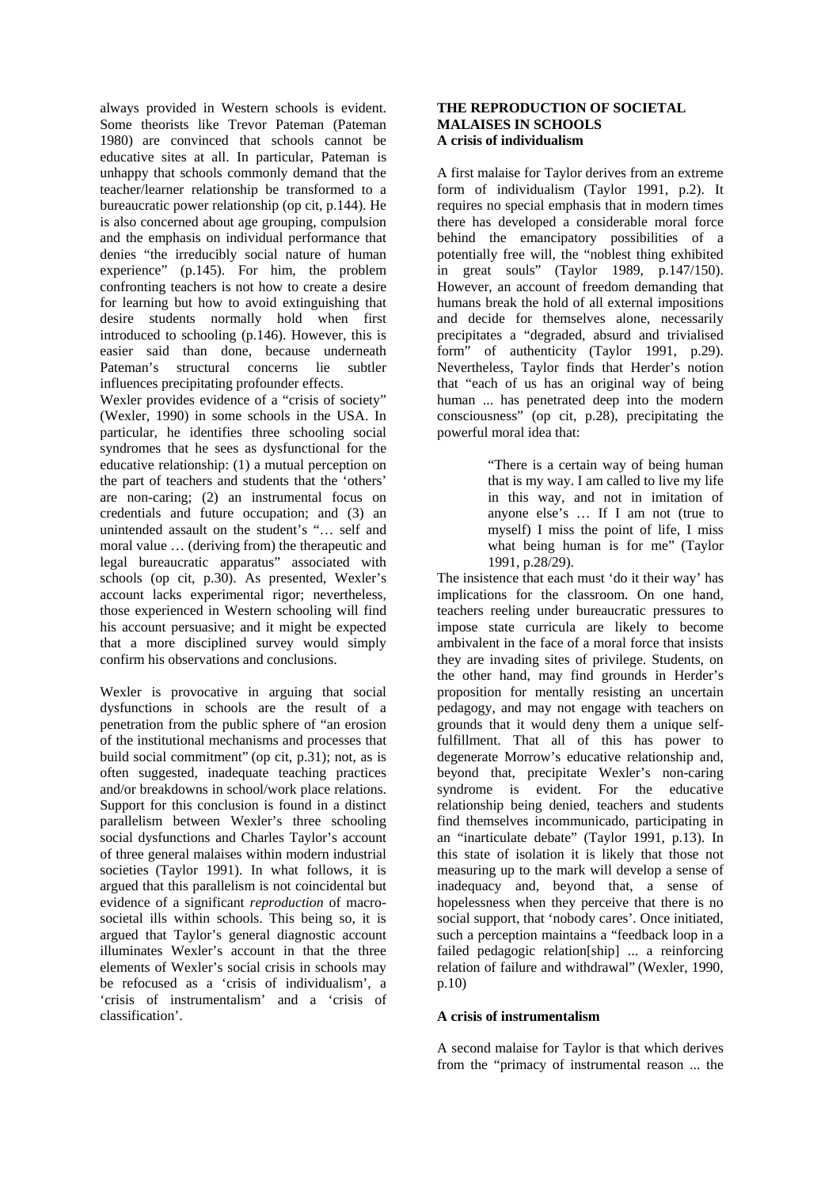always provided in Western schools is evident. Some theorists like Trevor Pateman (Pateman 1980) are convinced that schools cannot be educative sites at all. In particular, Pateman is unhappy that schools commonly demand that the teacher/learner relationship be transformed to a bureaucratic power relationship (op cit, p.144). He is also concerned about age grouping, compulsion and the emphasis on individual performance that denies "the irreducibly social nature of human experience" (p.145). For him, the problem confronting teachers is not how to create a desire for learning but how to avoid extinguishing that desire students normally hold when first introduced to schooling (p.146). However, this is easier said than done, because underneath Pateman's structural concerns lie subtler influences precipitating profounder effects.

Wexler provides evidence of a "crisis of society" (Wexler, 1990) in some schools in the USA. In particular, he identifies three schooling social syndromes that he sees as dysfunctional for the educative relationship: (1) a mutual perception on the part of teachers and students that the 'others' are non-caring; (2) an instrumental focus on credentials and future occupation; and (3) an unintended assault on the student's "… self and moral value … (deriving from) the therapeutic and legal bureaucratic apparatus" associated with schools (op cit, p.30). As presented, Wexler's account lacks experimental rigor; nevertheless, those experienced in Western schooling will find his account persuasive; and it might be expected that a more disciplined survey would simply confirm his observations and conclusions.

Wexler is provocative in arguing that social dysfunctions in schools are the result of a penetration from the public sphere of "an erosion of the institutional mechanisms and processes that build social commitment" (op cit, p.31); not, as is often suggested, inadequate teaching practices and/or breakdowns in school/work place relations. Support for this conclusion is found in a distinct parallelism between Wexler's three schooling social dysfunctions and Charles Taylor's account of three general malaises within modern industrial societies (Taylor 1991). In what follows, it is argued that this parallelism is not coincidental but evidence of a significant *reproduction* of macro-societal ills within schools. This being so, it is argued that Taylor's general diagnostic account illuminates Wexler's account in that the three elements of Wexler's social crisis in schools may be refocused as a 'crisis of individualism', a 'crisis of instrumentalism' and a 'crisis of classification'.

## THE REPRODUCTION OF SOCIETAL MALAISES IN SCHOOLS

### A crisis of individualism

A first malaise for Taylor derives from an extreme form of individualism (Taylor 1991, p.2). It requires no special emphasis that in modern times there has developed a considerable moral force behind the emancipatory possibilities of a potentially free will, the "noblest thing exhibited in great souls" (Taylor 1989, p.147/150). However, an account of freedom demanding that humans break the hold of all external impositions and decide for themselves alone, necessarily precipitates a "degraded, absurd and trivialised form" of authenticity (Taylor 1991, p.29). Nevertheless, Taylor finds that Herder's notion that "each of us has an original way of being human ... has penetrated deep into the modern consciousness" (op cit, p.28), precipitating the powerful moral idea that:

> "There is a certain way of being human that is my way. I am called to live my life in this way, and not in imitation of anyone else's … If I am not (true to myself) I miss the point of life, I miss what being human is for me" (Taylor 1991, p.28/29).

The insistence that each must 'do it their way' has implications for the classroom. On one hand, teachers reeling under bureaucratic pressures to impose state curricula are likely to become ambivalent in the face of a moral force that insists they are invading sites of privilege. Students, on the other hand, may find grounds in Herder's proposition for mentally resisting an uncertain pedagogy, and may not engage with teachers on grounds that it would deny them a unique self-fulfillment. That all of this has power to degenerate Morrow's educative relationship and, beyond that, precipitate Wexler's non-caring syndrome is evident. For the educative relationship being denied, teachers and students find themselves incommunicado, participating in an "inarticulate debate" (Taylor 1991, p.13). In this state of isolation it is likely that those not measuring up to the mark will develop a sense of inadequacy and, beyond that, a sense of hopelessness when they perceive that there is no social support, that 'nobody cares'. Once initiated, such a perception maintains a "feedback loop in a failed pedagogic relation[ship] ... a reinforcing relation of failure and withdrawal" (Wexler, 1990, p.10)

### A crisis of instrumentalism

A second malaise for Taylor is that which derives from the "primacy of instrumental reason ... the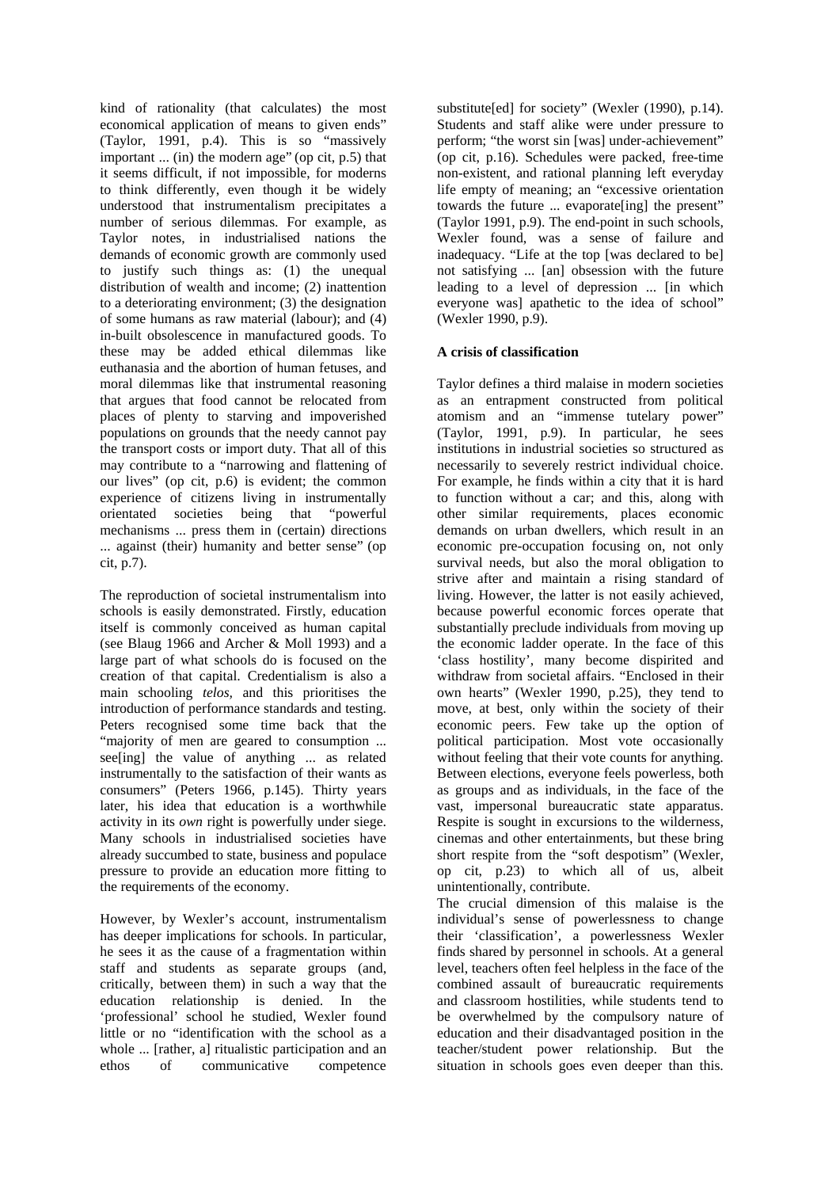kind of rationality (that calculates) the most economical application of means to given ends" (Taylor, 1991, p.4). This is so "massively important ... (in) the modern age" (op cit, p.5) that it seems difficult, if not impossible, for moderns to think differently, even though it be widely understood that instrumentalism precipitates a number of serious dilemmas. For example, as Taylor notes, in industrialised nations the demands of economic growth are commonly used to justify such things as: (1) the unequal distribution of wealth and income; (2) inattention to a deteriorating environment; (3) the designation of some humans as raw material (labour); and (4) in-built obsolescence in manufactured goods. To these may be added ethical dilemmas like euthanasia and the abortion of human fetuses, and moral dilemmas like that instrumental reasoning that argues that food cannot be relocated from places of plenty to starving and impoverished populations on grounds that the needy cannot pay the transport costs or import duty. That all of this may contribute to a "narrowing and flattening of our lives" (op cit, p.6) is evident; the common experience of citizens living in instrumentally orientated societies being that "powerful mechanisms ... press them in (certain) directions ... against (their) humanity and better sense" (op cit, p.7).

The reproduction of societal instrumentalism into schools is easily demonstrated. Firstly, education itself is commonly conceived as human capital (see Blaug 1966 and Archer & Moll 1993) and a large part of what schools do is focused on the creation of that capital. Credentialism is also a main schooling *telos*, and this prioritises the introduction of performance standards and testing. Peters recognised some time back that the "majority of men are geared to consumption ... see[ing] the value of anything ... as related instrumentally to the satisfaction of their wants as consumers" (Peters 1966, p.145). Thirty years later, his idea that education is a worthwhile activity in its *own* right is powerfully under siege. Many schools in industrialised societies have already succumbed to state, business and populace pressure to provide an education more fitting to the requirements of the economy.

However, by Wexler's account, instrumentalism has deeper implications for schools. In particular, he sees it as the cause of a fragmentation within staff and students as separate groups (and, critically, between them) in such a way that the education relationship is denied. In the 'professional' school he studied, Wexler found little or no "identification with the school as a whole ... [rather, a] ritualistic participation and an ethos of communicative competence substitute[ed] for society" (Wexler (1990), p.14). Students and staff alike were under pressure to perform; "the worst sin [was] under-achievement" (op cit, p.16). Schedules were packed, free-time non-existent, and rational planning left everyday life empty of meaning; an "excessive orientation towards the future ... evaporate[ing] the present" (Taylor 1991, p.9). The end-point in such schools, Wexler found, was a sense of failure and inadequacy. "Life at the top [was declared to be] not satisfying ... [an] obsession with the future leading to a level of depression ... [in which everyone was] apathetic to the idea of school" (Wexler 1990, p.9).

**A crisis of classification**

Taylor defines a third malaise in modern societies as an entrapment constructed from political atomism and an "immense tutelary power" (Taylor, 1991, p.9). In particular, he sees institutions in industrial societies so structured as necessarily to severely restrict individual choice. For example, he finds within a city that it is hard to function without a car; and this, along with other similar requirements, places economic demands on urban dwellers, which result in an economic pre-occupation focusing on, not only survival needs, but also the moral obligation to strive after and maintain a rising standard of living. However, the latter is not easily achieved, because powerful economic forces operate that substantially preclude individuals from moving up the economic ladder operate. In the face of this 'class hostility', many become dispirited and withdraw from societal affairs. "Enclosed in their own hearts" (Wexler 1990, p.25), they tend to move, at best, only within the society of their economic peers. Few take up the option of political participation. Most vote occasionally without feeling that their vote counts for anything. Between elections, everyone feels powerless, both as groups and as individuals, in the face of the vast, impersonal bureaucratic state apparatus. Respite is sought in excursions to the wilderness, cinemas and other entertainments, but these bring short respite from the "soft despotism" (Wexler, op cit, p.23) to which all of us, albeit unintentionally, contribute.

The crucial dimension of this malaise is the individual's sense of powerlessness to change their 'classification', a powerlessness Wexler finds shared by personnel in schools. At a general level, teachers often feel helpless in the face of the combined assault of bureaucratic requirements and classroom hostilities, while students tend to be overwhelmed by the compulsory nature of education and their disadvantaged position in the teacher/student power relationship. But the situation in schools goes even deeper than this.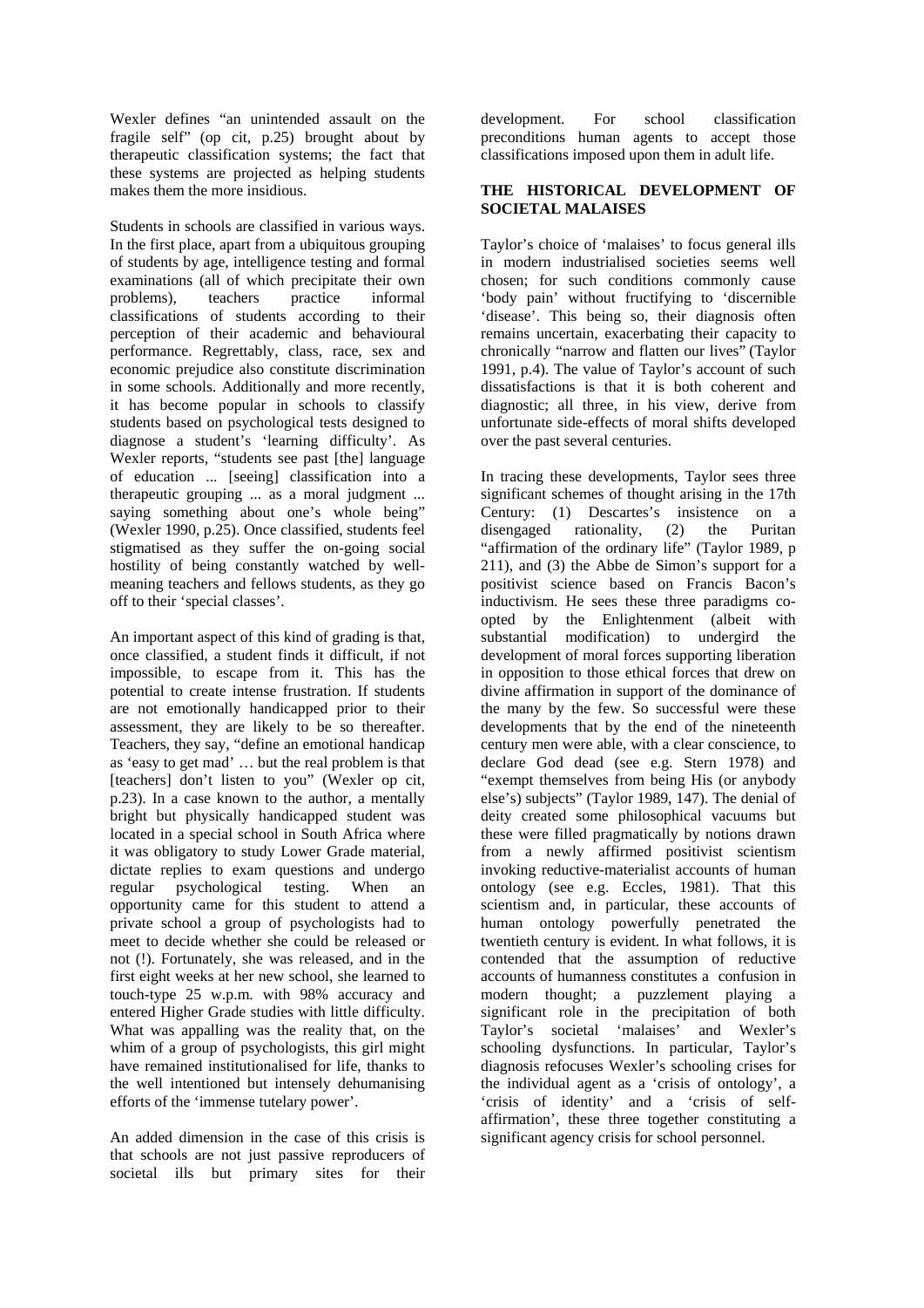Wexler defines "an unintended assault on the fragile self" (op cit, p.25) brought about by therapeutic classification systems; the fact that these systems are projected as helping students makes them the more insidious.

Students in schools are classified in various ways. In the first place, apart from a ubiquitous grouping of students by age, intelligence testing and formal examinations (all of which precipitate their own problems), teachers practice informal classifications of students according to their perception of their academic and behavioural performance. Regrettably, class, race, sex and economic prejudice also constitute discrimination in some schools. Additionally and more recently, it has become popular in schools to classify students based on psychological tests designed to diagnose a student's 'learning difficulty'. As Wexler reports, "students see past [the] language of education ... [seeing] classification into a therapeutic grouping ... as a moral judgment ... saying something about one's whole being" (Wexler 1990, p.25). Once classified, students feel stigmatised as they suffer the on-going social hostility of being constantly watched by well-meaning teachers and fellows students, as they go off to their 'special classes'.

An important aspect of this kind of grading is that, once classified, a student finds it difficult, if not impossible, to escape from it. This has the potential to create intense frustration. If students are not emotionally handicapped prior to their assessment, they are likely to be so thereafter. Teachers, they say, "define an emotional handicap as 'easy to get mad' … but the real problem is that [teachers] don't listen to you" (Wexler op cit, p.23). In a case known to the author, a mentally bright but physically handicapped student was located in a special school in South Africa where it was obligatory to study Lower Grade material, dictate replies to exam questions and undergo regular psychological testing. When an opportunity came for this student to attend a private school a group of psychologists had to meet to decide whether she could be released or not (!). Fortunately, she was released, and in the first eight weeks at her new school, she learned to touch-type 25 w.p.m. with 98% accuracy and entered Higher Grade studies with little difficulty. What was appalling was the reality that, on the whim of a group of psychologists, this girl might have remained institutionalised for life, thanks to the well intentioned but intensely dehumanising efforts of the 'immense tutelary power'.

An added dimension in the case of this crisis is that schools are not just passive reproducers of societal ills but primary sites for their development. For school classification preconditions human agents to accept those classifications imposed upon them in adult life.

## THE HISTORICAL DEVELOPMENT OF SOCIETAL MALAISES

Taylor's choice of 'malaises' to focus general ills in modern industrialised societies seems well chosen; for such conditions commonly cause 'body pain' without fructifying to 'discernible 'disease'. This being so, their diagnosis often remains uncertain, exacerbating their capacity to chronically "narrow and flatten our lives" (Taylor 1991, p.4). The value of Taylor's account of such dissatisfactions is that it is both coherent and diagnostic; all three, in his view, derive from unfortunate side-effects of moral shifts developed over the past several centuries.

In tracing these developments, Taylor sees three significant schemes of thought arising in the 17th Century: (1) Descartes's insistence on a disengaged rationality, (2) the Puritan "affirmation of the ordinary life" (Taylor 1989, p 211), and (3) the Abbe de Simon's support for a positivist science based on Francis Bacon's inductivism. He sees these three paradigms co-opted by the Enlightenment (albeit with substantial modification) to undergird the development of moral forces supporting liberation in opposition to those ethical forces that drew on divine affirmation in support of the dominance of the many by the few. So successful were these developments that by the end of the nineteenth century men were able, with a clear conscience, to declare God dead (see e.g. Stern 1978) and "exempt themselves from being His (or anybody else's) subjects" (Taylor 1989, 147). The denial of deity created some philosophical vacuums but these were filled pragmatically by notions drawn from a newly affirmed positivist scientism invoking reductive-materialist accounts of human ontology (see e.g. Eccles, 1981). That this scientism and, in particular, these accounts of human ontology powerfully penetrated the twentieth century is evident. In what follows, it is contended that the assumption of reductive accounts of humanness constitutes a confusion in modern thought; a puzzlement playing a significant role in the precipitation of both Taylor's societal 'malaises' and Wexler's schooling dysfunctions. In particular, Taylor's diagnosis refocuses Wexler's schooling crises for the individual agent as a 'crisis of ontology', a 'crisis of identity' and a 'crisis of self-affirmation', these three together constituting a significant agency crisis for school personnel.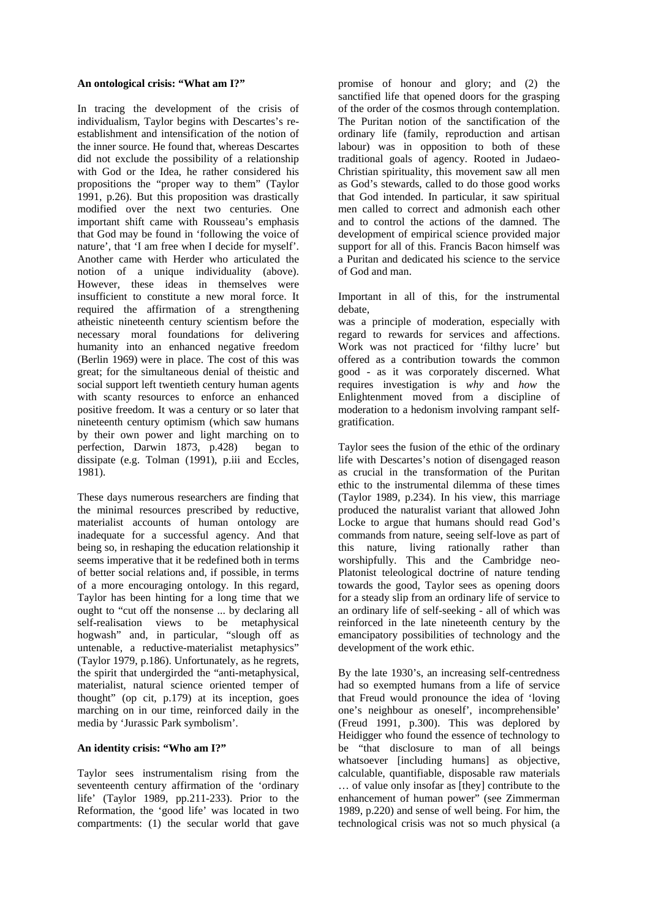**An ontological crisis: "What am I?"**

In tracing the development of the crisis of individualism, Taylor begins with Descartes's re-establishment and intensification of the notion of the inner source. He found that, whereas Descartes did not exclude the possibility of a relationship with God or the Idea, he rather considered his propositions the "proper way to them" (Taylor 1991, p.26). But this proposition was drastically modified over the next two centuries. One important shift came with Rousseau's emphasis that God may be found in 'following the voice of nature', that 'I am free when I decide for myself'. Another came with Herder who articulated the notion of a unique individuality (above). However, these ideas in themselves were insufficient to constitute a new moral force. It required the affirmation of a strengthening atheistic nineteenth century scientism before the necessary moral foundations for delivering humanity into an enhanced negative freedom (Berlin 1969) were in place. The cost of this was great; for the simultaneous denial of theistic and social support left twentieth century human agents with scanty resources to enforce an enhanced positive freedom. It was a century or so later that nineteenth century optimism (which saw humans by their own power and light marching on to perfection, Darwin 1873, p.428) began to dissipate (e.g. Tolman (1991), p.iii and Eccles, 1981).

These days numerous researchers are finding that the minimal resources prescribed by reductive, materialist accounts of human ontology are inadequate for a successful agency. And that being so, in reshaping the education relationship it seems imperative that it be redefined both in terms of better social relations and, if possible, in terms of a more encouraging ontology. In this regard, Taylor has been hinting for a long time that we ought to "cut off the nonsense ... by declaring all self-realisation views to be metaphysical hogwash" and, in particular, "slough off as untenable, a reductive-materialist metaphysics" (Taylor 1979, p.186). Unfortunately, as he regrets, the spirit that undergirded the "anti-metaphysical, materialist, natural science oriented temper of thought" (op cit, p.179) at its inception, goes marching on in our time, reinforced daily in the media by 'Jurassic Park symbolism'.

**An identity crisis: "Who am I?"**

Taylor sees instrumentalism rising from the seventeenth century affirmation of the 'ordinary life' (Taylor 1989, pp.211-233). Prior to the Reformation, the 'good life' was located in two compartments: (1) the secular world that gave promise of honour and glory; and (2) the sanctified life that opened doors for the grasping of the order of the cosmos through contemplation. The Puritan notion of the sanctification of the ordinary life (family, reproduction and artisan labour) was in opposition to both of these traditional goals of agency. Rooted in Judaeo-Christian spirituality, this movement saw all men as God's stewards, called to do those good works that God intended. In particular, it saw spiritual men called to correct and admonish each other and to control the actions of the damned. The development of empirical science provided major support for all of this. Francis Bacon himself was a Puritan and dedicated his science to the service of God and man.

Important in all of this, for the instrumental debate, was a principle of moderation, especially with regard to rewards for services and affections. Work was not practiced for 'filthy lucre' but offered as a contribution towards the common good - as it was corporately discerned. What requires investigation is *why* and *how* the Enlightenment moved from a discipline of moderation to a hedonism involving rampant self-gratification.

Taylor sees the fusion of the ethic of the ordinary life with Descartes's notion of disengaged reason as crucial in the transformation of the Puritan ethic to the instrumental dilemma of these times (Taylor 1989, p.234). In his view, this marriage produced the naturalist variant that allowed John Locke to argue that humans should read God's commands from nature, seeing self-love as part of this nature, living rationally rather than worshipfully. This and the Cambridge neo-Platonist teleological doctrine of nature tending towards the good, Taylor sees as opening doors for a steady slip from an ordinary life of service to an ordinary life of self-seeking - all of which was reinforced in the late nineteenth century by the emancipatory possibilities of technology and the development of the work ethic.

By the late 1930's, an increasing self-centredness had so exempted humans from a life of service that Freud would pronounce the idea of 'loving one's neighbour as oneself', incomprehensible' (Freud 1991, p.300). This was deplored by Heidigger who found the essence of technology to be "that disclosure to man of all beings whatsoever [including humans] as objective, calculable, quantifiable, disposable raw materials … of value only insofar as [they] contribute to the enhancement of human power" (see Zimmerman 1989, p.220) and sense of well being. For him, the technological crisis was not so much physical (a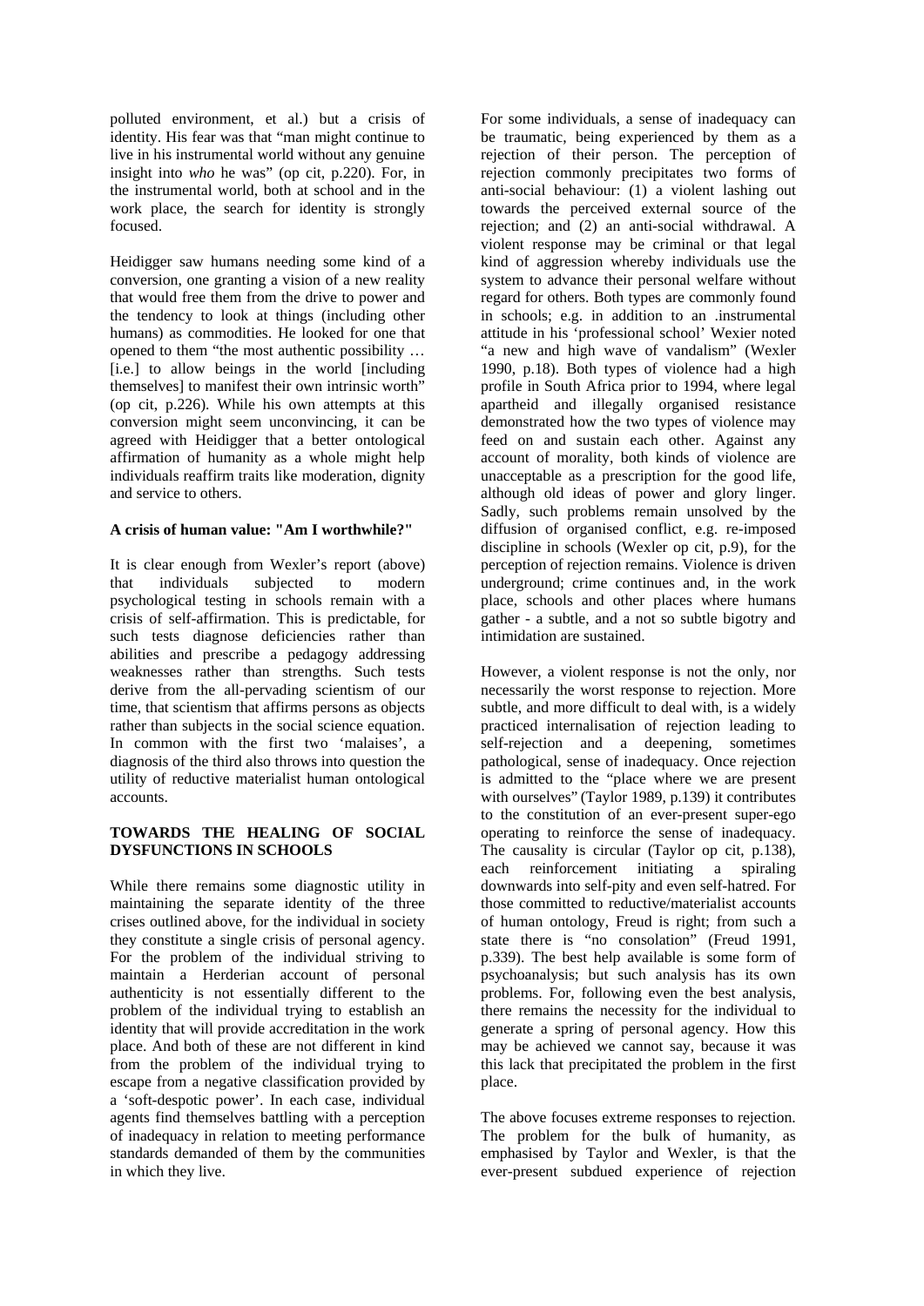polluted environment, et al.) but a crisis of identity. His fear was that "man might continue to live in his instrumental world without any genuine insight into *who* he was" (op cit, p.220). For, in the instrumental world, both at school and in the work place, the search for identity is strongly focused.

Heidigger saw humans needing some kind of a conversion, one granting a vision of a new reality that would free them from the drive to power and the tendency to look at things (including other humans) as commodities. He looked for one that opened to them "the most authentic possibility … [i.e.] to allow beings in the world [including themselves] to manifest their own intrinsic worth" (op cit, p.226). While his own attempts at this conversion might seem unconvincing, it can be agreed with Heidigger that a better ontological affirmation of humanity as a whole might help individuals reaffirm traits like moderation, dignity and service to others.

**A crisis of human value: "Am I worthwhile?"**

It is clear enough from Wexler's report (above) that individuals subjected to modern psychological testing in schools remain with a crisis of self-affirmation. This is predictable, for such tests diagnose deficiencies rather than abilities and prescribe a pedagogy addressing weaknesses rather than strengths. Such tests derive from the all-pervading scientism of our time, that scientism that affirms persons as objects rather than subjects in the social science equation. In common with the first two 'malaises', a diagnosis of the third also throws into question the utility of reductive materialist human ontological accounts.

**TOWARDS THE HEALING OF SOCIAL DYSFUNCTIONS IN SCHOOLS**

While there remains some diagnostic utility in maintaining the separate identity of the three crises outlined above, for the individual in society they constitute a single crisis of personal agency. For the problem of the individual striving to maintain a Herderian account of personal authenticity is not essentially different to the problem of the individual trying to establish an identity that will provide accreditation in the work place. And both of these are not different in kind from the problem of the individual trying to escape from a negative classification provided by a 'soft-despotic power'. In each case, individual agents find themselves battling with a perception of inadequacy in relation to meeting performance standards demanded of them by the communities in which they live.

For some individuals, a sense of inadequacy can be traumatic, being experienced by them as a rejection of their person. The perception of rejection commonly precipitates two forms of anti-social behaviour: (1) a violent lashing out towards the perceived external source of the rejection; and (2) an anti-social withdrawal. A violent response may be criminal or that legal kind of aggression whereby individuals use the system to advance their personal welfare without regard for others. Both types are commonly found in schools; e.g. in addition to an .instrumental attitude in his 'professional school' Wexier noted "a new and high wave of vandalism" (Wexler 1990, p.18). Both types of violence had a high profile in South Africa prior to 1994, where legal apartheid and illegally organised resistance demonstrated how the two types of violence may feed on and sustain each other. Against any account of morality, both kinds of violence are unacceptable as a prescription for the good life, although old ideas of power and glory linger. Sadly, such problems remain unsolved by the diffusion of organised conflict, e.g. re-imposed discipline in schools (Wexler op cit, p.9), for the perception of rejection remains. Violence is driven underground; crime continues and, in the work place, schools and other places where humans gather - a subtle, and a not so subtle bigotry and intimidation are sustained.

However, a violent response is not the only, nor necessarily the worst response to rejection. More subtle, and more difficult to deal with, is a widely practiced internalisation of rejection leading to self-rejection and a deepening, sometimes pathological, sense of inadequacy. Once rejection is admitted to the "place where we are present with ourselves" (Taylor 1989, p.139) it contributes to the constitution of an ever-present super-ego operating to reinforce the sense of inadequacy. The causality is circular (Taylor op cit, p.138), each reinforcement initiating a spiraling downwards into self-pity and even self-hatred. For those committed to reductive/materialist accounts of human ontology, Freud is right; from such a state there is "no consolation" (Freud 1991, p.339). The best help available is some form of psychoanalysis; but such analysis has its own problems. For, following even the best analysis, there remains the necessity for the individual to generate a spring of personal agency. How this may be achieved we cannot say, because it was this lack that precipitated the problem in the first place.

The above focuses extreme responses to rejection. The problem for the bulk of humanity, as emphasised by Taylor and Wexler, is that the ever-present subdued experience of rejection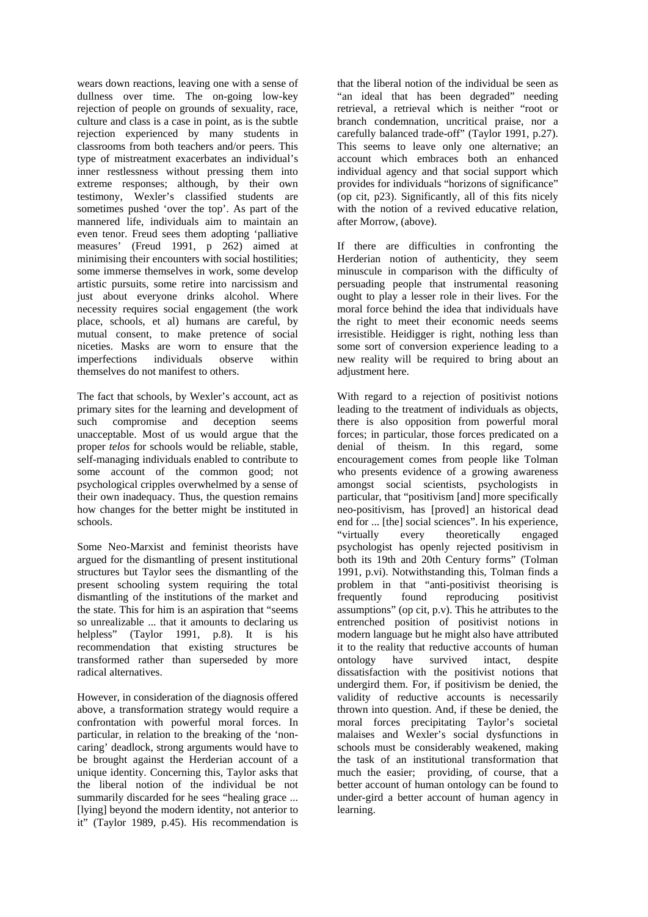wears down reactions, leaving one with a sense of dullness over time. The on-going low-key rejection of people on grounds of sexuality, race, culture and class is a case in point, as is the subtle rejection experienced by many students in classrooms from both teachers and/or peers. This type of mistreatment exacerbates an individual's inner restlessness without pressing them into extreme responses; although, by their own testimony, Wexler's classified students are sometimes pushed 'over the top'. As part of the mannered life, individuals aim to maintain an even tenor. Freud sees them adopting 'palliative measures' (Freud 1991, p 262) aimed at minimising their encounters with social hostilities; some immerse themselves in work, some develop artistic pursuits, some retire into narcissism and just about everyone drinks alcohol. Where necessity requires social engagement (the work place, schools, et al) humans are careful, by mutual consent, to make pretence of social niceties. Masks are worn to ensure that the imperfections individuals observe within themselves do not manifest to others.

The fact that schools, by Wexler's account, act as primary sites for the learning and development of such compromise and deception seems unacceptable. Most of us would argue that the proper *telos* for schools would be reliable, stable, self-managing individuals enabled to contribute to some account of the common good; not psychological cripples overwhelmed by a sense of their own inadequacy. Thus, the question remains how changes for the better might be instituted in schools.

Some Neo-Marxist and feminist theorists have argued for the dismantling of present institutional structures but Taylor sees the dismantling of the present schooling system requiring the total dismantling of the institutions of the market and the state. This for him is an aspiration that "seems so unrealizable ... that it amounts to declaring us helpless" (Taylor 1991, p.8). It is his recommendation that existing structures be transformed rather than superseded by more radical alternatives.

However, in consideration of the diagnosis offered above, a transformation strategy would require a confrontation with powerful moral forces. In particular, in relation to the breaking of the 'non-caring' deadlock, strong arguments would have to be brought against the Herderian account of a unique identity. Concerning this, Taylor asks that the liberal notion of the individual be not summarily discarded for he sees "healing grace ... [lying] beyond the modern identity, not anterior to it" (Taylor 1989, p.45). His recommendation is that the liberal notion of the individual be seen as "an ideal that has been degraded" needing retrieval, a retrieval which is neither "root or branch condemnation, uncritical praise, nor a carefully balanced trade-off" (Taylor 1991, p.27). This seems to leave only one alternative; an account which embraces both an enhanced individual agency and that social support which provides for individuals "horizons of significance" (op cit, p23). Significantly, all of this fits nicely with the notion of a revived educative relation, after Morrow, (above).

If there are difficulties in confronting the Herderian notion of authenticity, they seem minuscule in comparison with the difficulty of persuading people that instrumental reasoning ought to play a lesser role in their lives. For the moral force behind the idea that individuals have the right to meet their economic needs seems irresistible. Heidigger is right, nothing less than some sort of conversion experience leading to a new reality will be required to bring about an adjustment here.

With regard to a rejection of positivist notions leading to the treatment of individuals as objects, there is also opposition from powerful moral forces; in particular, those forces predicated on a denial of theism. In this regard, some encouragement comes from people like Tolman who presents evidence of a growing awareness amongst social scientists, psychologists in particular, that "positivism [and] more specifically neo-positivism, has [proved] an historical dead end for ... [the] social sciences". In his experience, "virtually every theoretically engaged psychologist has openly rejected positivism in both its 19th and 20th Century forms" (Tolman 1991, p.vi). Notwithstanding this, Tolman finds a problem in that "anti-positivist theorising is frequently found reproducing positivist assumptions" (op cit, p.v). This he attributes to the entrenched position of positivist notions in modern language but he might also have attributed it to the reality that reductive accounts of human ontology have survived intact, despite dissatisfaction with the positivist notions that undergird them. For, if positivism be denied, the validity of reductive accounts is necessarily thrown into question. And, if these be denied, the moral forces precipitating Taylor's societal malaises and Wexler's social dysfunctions in schools must be considerably weakened, making the task of an institutional transformation that much the easier; providing, of course, that a better account of human ontology can be found to under-gird a better account of human agency in learning.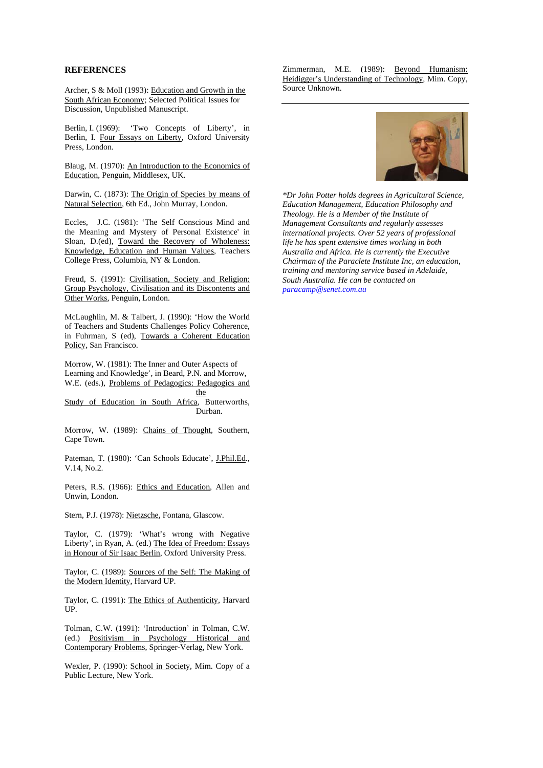## REFERENCES

Archer, S & Moll (1993): Education and Growth in the South African Economy; Selected Political Issues for Discussion, Unpublished Manuscript.

Berlin, I. (1969): 'Two Concepts of Liberty', in Berlin, I. Four Essays on Liberty, Oxford University Press, London.

Blaug, M. (1970): An Introduction to the Economics of Education, Penguin, Middlesex, UK.

Darwin, C. (1873): The Origin of Species by means of Natural Selection, 6th Ed., John Murray, London.

Eccles, J.C. (1981): 'The Self Conscious Mind and the Meaning and Mystery of Personal Existence' in Sloan, D.(ed), Toward the Recovery of Wholeness: Knowledge, Education and Human Values, Teachers College Press, Columbia, NY & London.

Freud, S. (1991): Civilisation, Society and Religion: Group Psychology, Civilisation and its Discontents and Other Works, Penguin, London.

McLaughlin, M. & Talbert, J. (1990): 'How the World of Teachers and Students Challenges Policy Coherence, in Fuhrman, S (ed), Towards a Coherent Education Policy, San Francisco.

Morrow, W. (1981): The Inner and Outer Aspects of Learning and Knowledge', in Beard, P.N. and Morrow, W.E. (eds.), Problems of Pedagogics: Pedagogics and the Study of Education in South Africa, Butterworths, Durban.

Morrow, W. (1989): Chains of Thought, Southern, Cape Town.

Pateman, T. (1980): 'Can Schools Educate', J.Phil.Ed., V.14, No.2.

Peters, R.S. (1966): Ethics and Education, Allen and Unwin, London.

Stern, P.J. (1978): Nietzsche, Fontana, Glascow.

Taylor, C. (1979): 'What's wrong with Negative Liberty', in Ryan, A. (ed.) The Idea of Freedom: Essays in Honour of Sir Isaac Berlin, Oxford University Press.

Taylor, C. (1989): Sources of the Self: The Making of the Modern Identity, Harvard UP.

Taylor, C. (1991): The Ethics of Authenticity, Harvard UP.

Tolman, C.W. (1991): 'Introduction' in Tolman, C.W. (ed.) Positivism in Psychology Historical and Contemporary Problems, Springer-Verlag, New York.

Wexler, P. (1990): School in Society, Mim. Copy of a Public Lecture, New York.

Zimmerman, M.E. (1989): Beyond Humanism: Heidigger's Understanding of Technology, Mim. Copy, Source Unknown.

---

*\*Dr John Potter holds degrees in Agricultural Science, Education Management, Education Philosophy and Theology. He is a Member of the Institute of Management Consultants and regularly assesses international projects. Over 52 years of professional life he has spent extensive times working in both Australia and Africa. He is currently the Executive Chairman of the Paraclete Institute Inc, an education, training and mentoring service based in Adelaide, South Australia. He can be contacted on paracamp@senet.com.au*